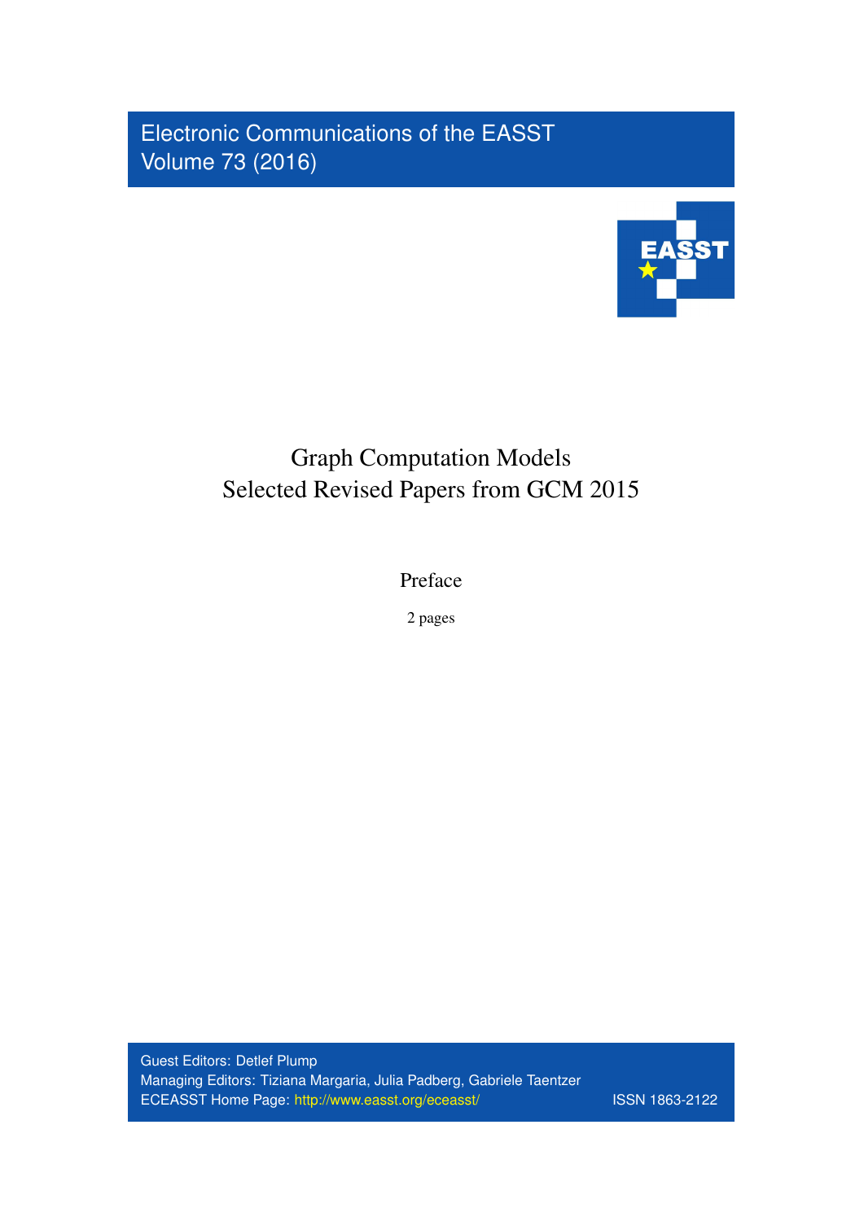Electronic Communications of the EASST
Volume 73 (2016)

# Graph Computation Models
## Selected Revised Papers from GCM 2015

Preface

2 pages

Guest Editors: Detlef Plump
Managing Editors: Tiziana Margaria, Julia Padberg, Gabriele Taentzer
ECEASST Home Page: http://www.easst.org/eceasst/ ISSN 1863-2122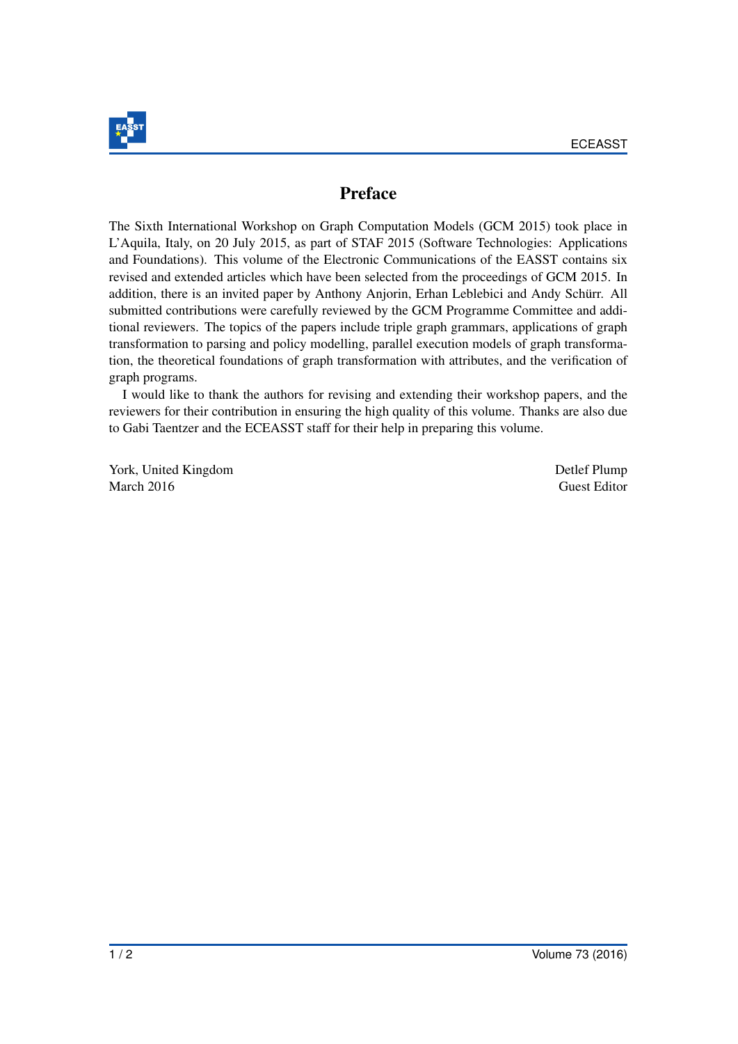# Preface

The Sixth International Workshop on Graph Computation Models (GCM 2015) took place in L'Aquila, Italy, on 20 July 2015, as part of STAF 2015 (Software Technologies: Applications and Foundations). This volume of the Electronic Communications of the EASST contains six revised and extended articles which have been selected from the proceedings of GCM 2015. In addition, there is an invited paper by Anthony Anjorin, Erhan Leblebici and Andy Schürr. All submitted contributions were carefully reviewed by the GCM Programme Committee and additional reviewers. The topics of the papers include triple graph grammars, applications of graph transformation to parsing and policy modelling, parallel execution models of graph transformation, the theoretical foundations of graph transformation with attributes, and the verification of graph programs.

I would like to thank the authors for revising and extending their workshop papers, and the reviewers for their contribution in ensuring the high quality of this volume. Thanks are also due to Gabi Taentzer and the ECEASST staff for their help in preparing this volume.

York, United Kingdom
March 2016

Detlef Plump
Guest Editor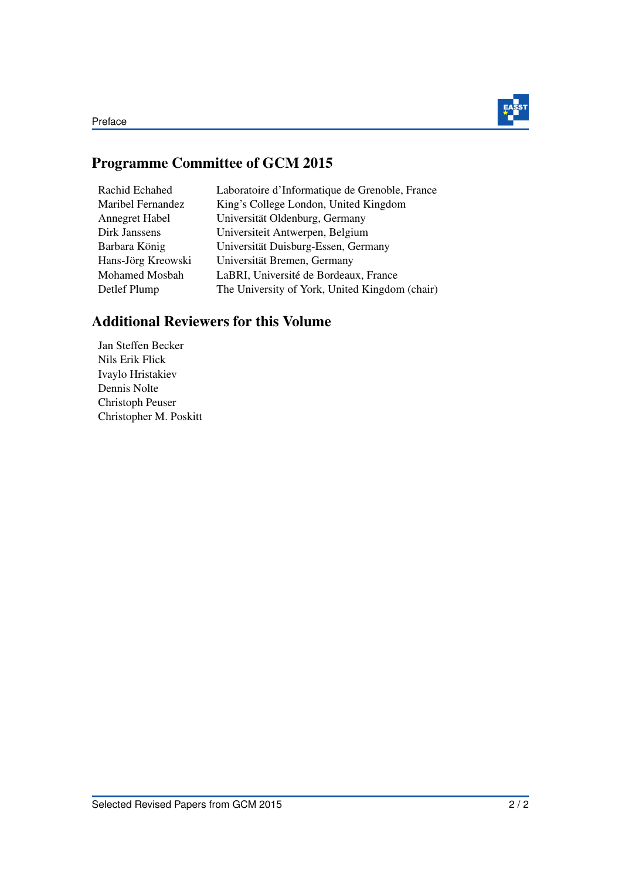## Programme Committee of GCM 2015

| | |
|---|---|
| Rachid Echahed | Laboratoire d'Informatique de Grenoble, France |
| Maribel Fernandez | King's College London, United Kingdom |
| Annegret Habel | Universität Oldenburg, Germany |
| Dirk Janssens | Universiteit Antwerpen, Belgium |
| Barbara König | Universität Duisburg-Essen, Germany |
| Hans-Jörg Kreowski | Universität Bremen, Germany |
| Mohamed Mosbah | LaBRI, Université de Bordeaux, France |
| Detlef Plump | The University of York, United Kingdom (chair) |

## Additional Reviewers for this Volume

Jan Steffen Becker
Nils Erik Flick
Ivaylo Hristakiev
Dennis Nolte
Christoph Peuser
Christopher M. Poskitt